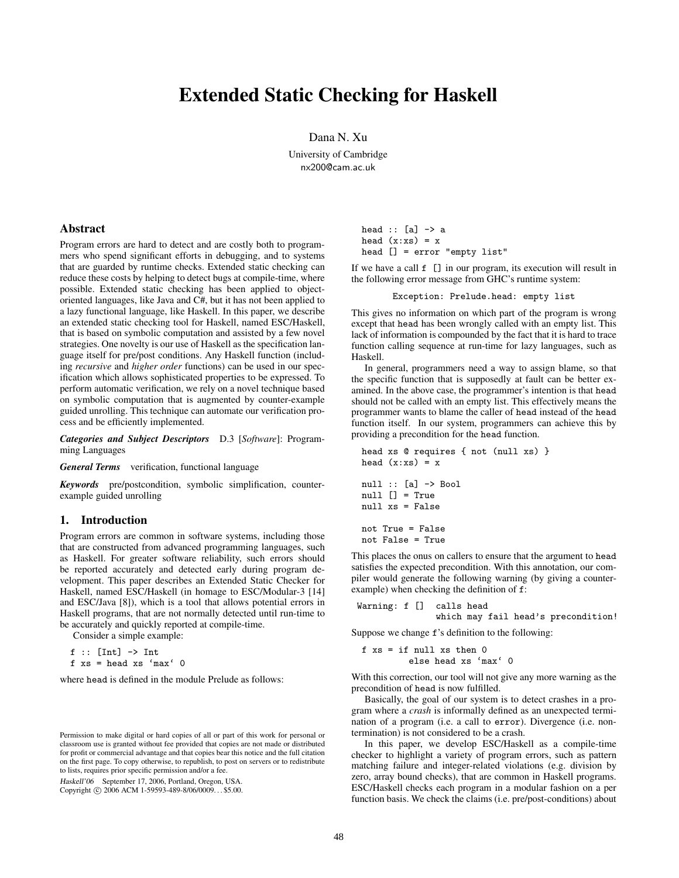# Extended Static Checking for Haskell

Dana N. Xu

University of Cambridge
nx200@cam.ac.uk

## Abstract

Program errors are hard to detect and are costly both to programmers who spend significant efforts in debugging, and to systems that are guarded by runtime checks. Extended static checking can reduce these costs by helping to detect bugs at compile-time, where possible. Extended static checking has been applied to object-oriented languages, like Java and C#, but it has not been applied to a lazy functional language, like Haskell. In this paper, we describe an extended static checking tool for Haskell, named ESC/Haskell, that is based on symbolic computation and assisted by a few novel strategies. One novelty is our use of Haskell as the specification language itself for pre/post conditions. Any Haskell function (including *recursive* and *higher order* functions) can be used in our specification which allows sophisticated properties to be expressed. To perform automatic verification, we rely on a novel technique based on symbolic computation that is augmented by counter-example guided unrolling. This technique can automate our verification process and be efficiently implemented.

***Categories and Subject Descriptors*** D.3 [*Software*]: Programming Languages

***General Terms*** verification, functional language

***Keywords*** pre/postcondition, symbolic simplification, counter-example guided unrolling

## 1. Introduction

Program errors are common in software systems, including those that are constructed from advanced programming languages, such as Haskell. For greater software reliability, such errors should be reported accurately and detected early during program development. This paper describes an Extended Static Checker for Haskell, named ESC/Haskell (in homage to ESC/Modular-3 [14] and ESC/Java [8]), which is a tool that allows potential errors in Haskell programs, that are not normally detected until run-time to be accurately and quickly reported at compile-time.

Consider a simple example:

```
f :: [Int] -> Int
f xs = head xs `max` 0
```

where head is defined in the module Prelude as follows:

```
head :: [a] -> a
head (x:xs) = x
head [] = error "empty list"
```

If we have a call `f []` in our program, its execution will result in the following error message from GHC's runtime system:

```
Exception: Prelude.head: empty list
```

This gives no information on which part of the program is wrong except that head has been wrongly called with an empty list. This lack of information is compounded by the fact that it is hard to trace function calling sequence at run-time for lazy languages, such as Haskell.

In general, programmers need a way to assign blame, so that the specific function that is supposedly at fault can be better examined. In the above case, the programmer's intention is that head should not be called with an empty list. This effectively means the programmer wants to blame the caller of head instead of the head function itself. In our system, programmers can achieve this by providing a precondition for the head function.

```
head xs @ requires { not (null xs) }
head (x:xs) = x

null :: [a] -> Bool
null [] = True
null xs = False

not True = False
not False = True
```

This places the onus on callers to ensure that the argument to head satisfies the expected precondition. With this annotation, our compiler would generate the following warning (by giving a counter-example) when checking the definition of f:

```
Warning: f []  calls head
               which may fail head's precondition!
```

Suppose we change f's definition to the following:

```
f xs = if null xs then 0
       else head xs `max` 0
```

With this correction, our tool will not give any more warning as the precondition of head is now fulfilled.

Basically, the goal of our system is to detect crashes in a program where a *crash* is informally defined as an unexpected termination of a program (i.e. a call to error). Divergence (i.e. non-termination) is not considered to be a crash.

In this paper, we develop ESC/Haskell as a compile-time checker to highlight a variety of program errors, such as pattern matching failure and integer-related violations (e.g. division by zero, array bound checks), that are common in Haskell programs. ESC/Haskell checks each program in a modular fashion on a per function basis. We check the claims (i.e. pre/post-conditions) about

Permission to make digital or hard copies of all or part of this work for personal or classroom use is granted without fee provided that copies are not made or distributed for profit or commercial advantage and that copies bear this notice and the full citation on the first page. To copy otherwise, to republish, to post on servers or to redistribute to lists, requires prior specific permission and/or a fee.

*Haskell'06* September 17, 2006, Portland, Oregon, USA.
Copyright © 2006 ACM 1-59593-489-8/06/0009…$5.00.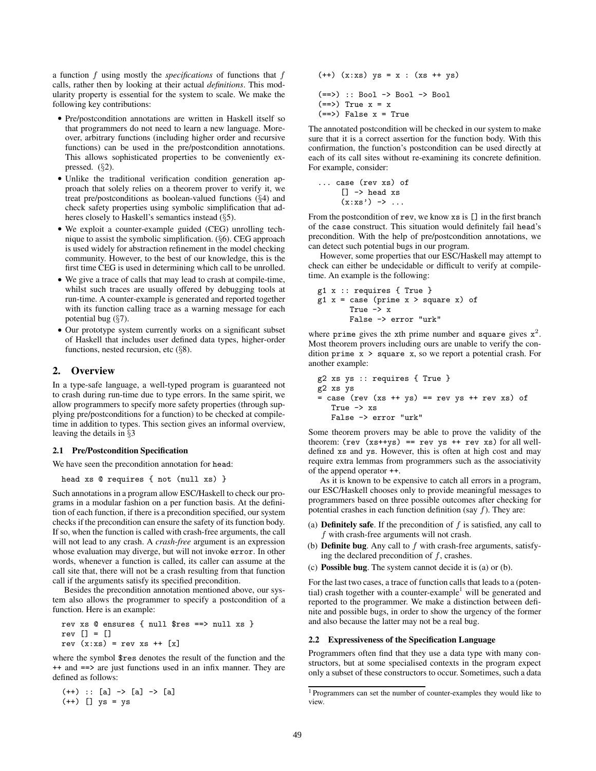a function $f$ using mostly the *specifications* of functions that $f$ calls, rather then by looking at their actual *definitions*. This modularity property is essential for the system to scale. We make the following key contributions:

- Pre/postcondition annotations are written in Haskell itself so that programmers do not need to learn a new language. Moreover, arbitrary functions (including higher order and recursive functions) can be used in the pre/postcondition annotations. This allows sophisticated properties to be conveniently expressed. (§2).
- Unlike the traditional verification condition generation approach that solely relies on a theorem prover to verify it, we treat pre/postconditions as boolean-valued functions (§4) and check safety properties using symbolic simplification that adheres closely to Haskell's semantics instead (§5).
- We exploit a counter-example guided (CEG) unrolling technique to assist the symbolic simplification. (§6). CEG approach is used widely for abstraction refinement in the model checking community. However, to the best of our knowledge, this is the first time CEG is used in determining which call to be unrolled.
- We give a trace of calls that may lead to crash at compile-time, whilst such traces are usually offered by debugging tools at run-time. A counter-example is generated and reported together with its function calling trace as a warning message for each potential bug (§7).
- Our prototype system currently works on a significant subset of Haskell that includes user defined data types, higher-order functions, nested recursion, etc (§8).

## 2. Overview

In a type-safe language, a well-typed program is guaranteed not to crash during run-time due to type errors. In the same spirit, we allow programmers to specify more safety properties (through supplying pre/postconditions for a function) to be checked at compile-time in addition to types. This section gives an informal overview, leaving the details in §3

### 2.1 Pre/Postcondition Specification

We have seen the precondition annotation for `head`:

```
head xs @ requires { not (null xs) }
```

Such annotations in a program allow ESC/Haskell to check our programs in a modular fashion on a per function basis. At the definition of each function, if there is a precondition specified, our system checks if the precondition can ensure the safety of its function body. If so, when the function is called with crash-free arguments, the call will not lead to any crash. A *crash-free* argument is an expression whose evaluation may diverge, but will not invoke `error`. In other words, whenever a function is called, its caller can assume at the call site that, there will not be a crash resulting from that function call if the arguments satisfy its specified precondition.

Besides the precondition annotation mentioned above, our system also allows the programmer to specify a postcondition of a function. Here is an example:

```
rev xs @ ensures { null $res ==> null xs }
rev [] = []
rev (x:xs) = rev xs ++ [x]
```

where the symbol `$res` denotes the result of the function and the `++` and `==>` are just functions used in an infix manner. They are defined as follows:

```
(++) :: [a] -> [a] -> [a]
(++) [] ys = ys
(++) (x:xs) ys = x : (xs ++ ys)

(==>) :: Bool -> Bool -> Bool
(==>) True x = x
(==>) False x = True
```

The annotated postcondition will be checked in our system to make sure that it is a correct assertion for the function body. With this confirmation, the function's postcondition can be used directly at each of its call sites without re-examining its concrete definition. For example, consider:

```
... case (rev xs) of
      [] -> head xs
      (x:xs') -> ...
```

From the postcondition of `rev`, we know `xs` is `[]` in the first branch of the `case` construct. This situation would definitely fail `head`'s precondition. With the help of pre/postcondition annotations, we can detect such potential bugs in our program.

However, some properties that our ESC/Haskell may attempt to check can either be undecidable or difficult to verify at compile-time. An example is the following:

```
g1 x :: requires { True }
g1 x = case (prime x > square x) of
       True -> x
       False -> error "urk"
```

where `prime` gives the `x`th prime number and `square` gives $x^2$. Most theorem provers including ours are unable to verify the condition `prime x > square x`, so we report a potential crash. For another example:

```
g2 xs ys :: requires { True }
g2 xs ys
= case (rev (xs ++ ys) == rev ys ++ rev xs) of
    True -> xs
    False -> error "urk"
```

Some theorem provers may be able to prove the validity of the theorem: `(rev (xs++ys) == rev ys ++ rev xs)` for all well-defined `xs` and `ys`. However, this is often at high cost and may require extra lemmas from programmers such as the associativity of the append operator `++`.

As it is known to be expensive to catch all errors in a program, our ESC/Haskell chooses only to provide meaningful messages to programmers based on three possible outcomes after checking for potential crashes in each function definition (say $f$). They are:

(a) **Definitely safe**. If the precondition of $f$ is satisfied, any call to $f$ with crash-free arguments will not crash.
(b) **Definite bug**. Any call to $f$ with crash-free arguments, satisfying the declared precondition of $f$, crashes.
(c) **Possible bug**. The system cannot decide it is (a) or (b).

For the last two cases, a trace of function calls that leads to a (potential) crash together with a counter-example[1] will be generated and reported to the programmer. We make a distinction between definite and possible bugs, in order to show the urgency of the former and also because the latter may not be a real bug.

### 2.2 Expressiveness of the Specification Language

Programmers often find that they use a data type with many constructors, but at some specialised contexts in the program expect only a subset of these constructors to occur. Sometimes, such a data

[1] Programmers can set the number of counter-examples they would like to view.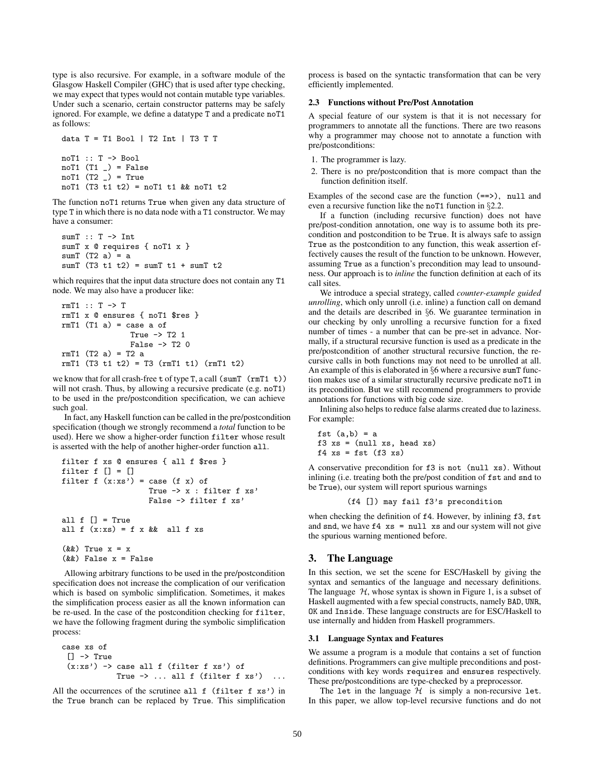type is also recursive. For example, in a software module of the Glasgow Haskell Compiler (GHC) that is used after type checking, we may expect that types would not contain mutable type variables. Under such a scenario, certain constructor patterns may be safely ignored. For example, we define a datatype T and a predicate noT1 as follows:

```
data T = T1 Bool | T2 Int | T3 T T

noT1 :: T -> Bool
noT1 (T1 _) = False
noT1 (T2 _) = True
noT1 (T3 t1 t2) = noT1 t1 && noT1 t2
```

The function noT1 returns True when given any data structure of type T in which there is no data node with a T1 constructor. We may have a consumer:

```
sumT :: T -> Int
sumT x @ requires { noT1 x }
sumT (T2 a) = a
sumT (T3 t1 t2) = sumT t1 + sumT t2
```

which requires that the input data structure does not contain any T1 node. We may also have a producer like:

```
rmT1 :: T -> T
rmT1 x @ ensures { noT1 $res }
rmT1 (T1 a) = case a of
                True -> T2 1
                False -> T2 0
rmT1 (T2 a) = T2 a
rmT1 (T3 t1 t2) = T3 (rmT1 t1) (rmT1 t2)
```

we know that for all crash-free t of type T, a call (sumT (rmT1 t)) will not crash. Thus, by allowing a recursive predicate (e.g. noT1) to be used in the pre/postcondition specification, we can achieve such goal.

In fact, any Haskell function can be called in the pre/postcondition specification (though we strongly recommend a *total* function to be used). Here we show a higher-order function filter whose result is asserted with the help of another higher-order function all.

```
filter f xs @ ensures { all f $res }
filter f [] = []
filter f (x:xs') = case (f x) of
                     True -> x : filter f xs'
                     False -> filter f xs'

all f [] = True
all f (x:xs) = f x &&  all f xs

(&&) True x = x
(&&) False x = False
```

Allowing arbitrary functions to be used in the pre/postcondition specification does not increase the complication of our verification which is based on symbolic simplification. Sometimes, it makes the simplification process easier as all the known information can be re-used. In the case of the postcondition checking for filter, we have the following fragment during the symbolic simplification process:

```
case xs of
 [] -> True
 (x:xs') -> case all f (filter f xs') of
            True -> ... all f (filter f xs')  ...
```

All the occurrences of the scrutinee all f (filter f xs') in the True branch can be replaced by True. This simplification process is based on the syntactic transformation that can be very efficiently implemented.

### 2.3 Functions without Pre/Post Annotation

A special feature of our system is that it is not necessary for programmers to annotate all the functions. There are two reasons why a programmer may choose not to annotate a function with pre/postconditions:

1. The programmer is lazy.
2. There is no pre/postcondition that is more compact than the function definition itself.

Examples of the second case are the function (==>), null and even a recursive function like the noT1 function in §2.2.

If a function (including recursive function) does not have pre/post-condition annotation, one way is to assume both its precondition and postcondition to be True. It is always safe to assign True as the postcondition to any function, this weak assertion effectively causes the result of the function to be unknown. However, assuming True as a function's precondition may lead to unsoundness. Our approach is to *inline* the function definition at each of its call sites.

We introduce a special strategy, called *counter-example guided unrolling*, which only unroll (i.e. inline) a function call on demand and the details are described in §6. We guarantee termination in our checking by only unrolling a recursive function for a fixed number of times - a number that can be pre-set in advance. Normally, if a structural recursive function is used as a predicate in the pre/postcondition of another structural recursive function, the recursive calls in both functions may not need to be unrolled at all. An example of this is elaborated in §6 where a recursive sumT function makes use of a similar structurally recursive predicate noT1 in its precondition. But we still recommend programmers to provide annotations for functions with big code size.

Inlining also helps to reduce false alarms created due to laziness. For example:

```
fst (a,b) = a
f3 xs = (null xs, head xs)
f4 xs = fst (f3 xs)
```

A conservative precondition for f3 is not (null xs). Without inlining (i.e. treating both the pre/post condition of fst and snd to be True), our system will report spurious warnings

```
(f4 []) may fail f3's precondition
```

when checking the definition of f4. However, by inlining f3, fst and snd, we have f4 xs = null xs and our system will not give the spurious warning mentioned before.

## 3. The Language

In this section, we set the scene for ESC/Haskell by giving the syntax and semantics of the language and necessary definitions. The language $\mathcal{H}$, whose syntax is shown in Figure 1, is a subset of Haskell augmented with a few special constructs, namely BAD, UNR, OK and Inside. These language constructs are for ESC/Haskell to use internally and hidden from Haskell programmers.

### 3.1 Language Syntax and Features

We assume a program is a module that contains a set of function definitions. Programmers can give multiple preconditions and postconditions with key words requires and ensures respectively. These pre/postconditions are type-checked by a preprocessor.

The let in the language $\mathcal{H}$ is simply a non-recursive let. In this paper, we allow top-level recursive functions and do not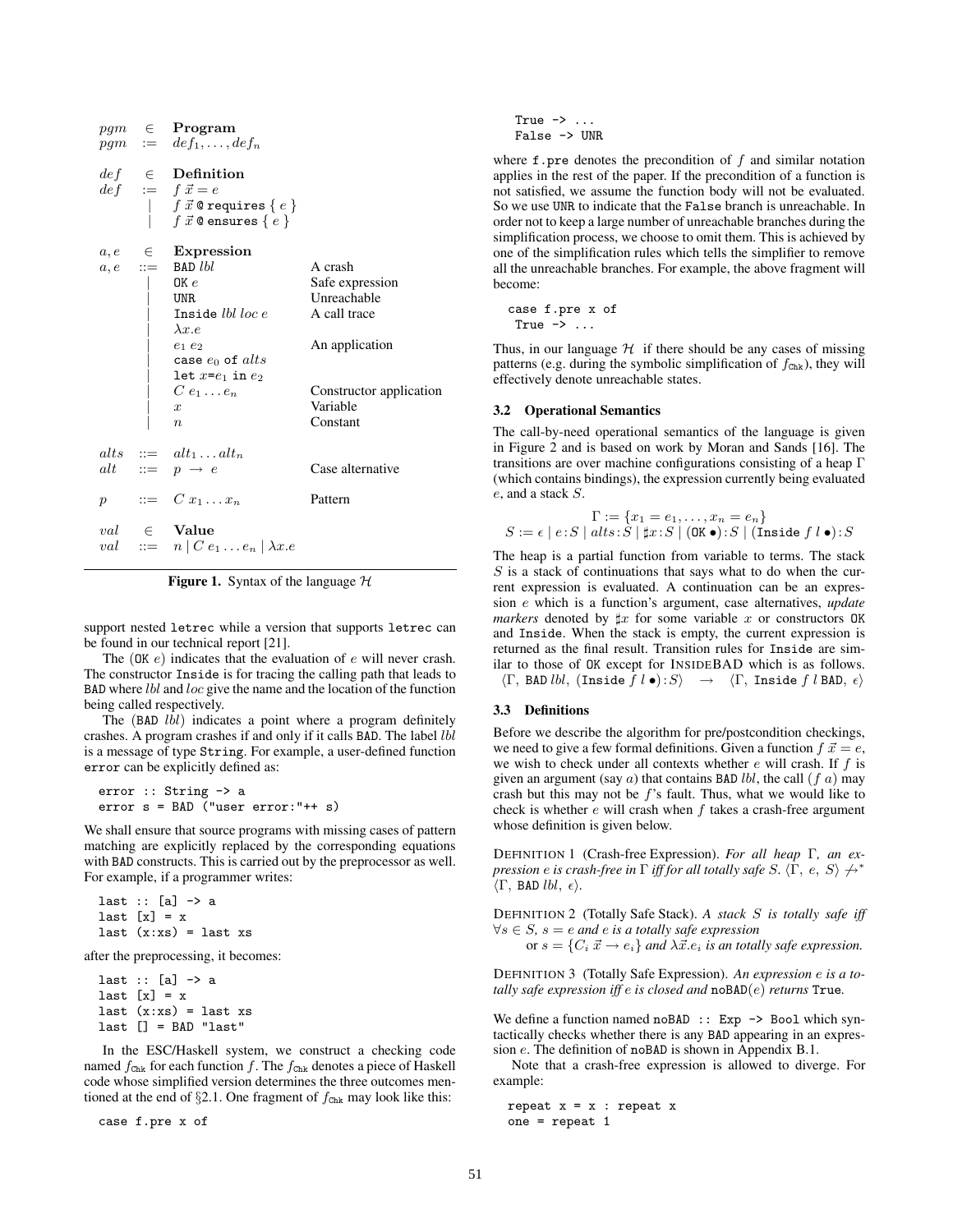$$
\begin{array}{lcll}
pgm & \in & \textbf{Program} & \\
pgm & := & def_1, \ldots, def_n & \\
\\
def & \in & \textbf{Definition} & \\
def & := & f\ \vec{x} = e & \\
 & | & f\ \vec{x}\ \texttt{@ requires}\ \{\ e\ \} & \\
 & | & f\ \vec{x}\ \texttt{@ ensures}\ \{\ e\ \} & \\
\\
a, e & \in & \textbf{Expression} & \\
a, e & ::= & \texttt{BAD}\ lbl & \text{A crash} \\
 & | & \texttt{OK}\ e & \text{Safe expression} \\
 & | & \texttt{UNR} & \text{Unreachable} \\
 & | & \texttt{Inside}\ lbl\ loc\ e & \text{A call trace} \\
 & | & \lambda x.e & \\
 & | & e_1\ e_2 & \text{An application} \\
 & | & \texttt{case}\ e_0\ \texttt{of}\ alts & \\
 & | & \texttt{let}\ x\texttt{=}e_1\ \texttt{in}\ e_2 & \\
 & | & C\ e_1 \ldots e_n & \text{Constructor application} \\
 & | & x & \text{Variable} \\
 & | & n & \text{Constant} \\
\\
alts & ::= & alt_1 \ldots alt_n & \\
alt & ::= & p\ \rightarrow\ e & \text{Case alternative} \\
\\
p & ::= & C\ x_1 \ldots x_n & \text{Pattern} \\
\\
val & \in & \textbf{Value} & \\
val & ::= & n \mid C\ e_1 \ldots e_n \mid \lambda x.e &
\end{array}
$$

**Figure 1.** Syntax of the language $\mathcal{H}$

support nested `letrec` while a version that supports `letrec` can be found in our technical report [21].

The (`OK` $e$) indicates that the evaluation of $e$ will never crash. The constructor `Inside` is for tracing the calling path that leads to `BAD` where $lbl$ and $loc$ give the name and the location of the function being called respectively.

The (`BAD` $lbl$) indicates a point where a program definitely crashes. A program crashes if and only if it calls `BAD`. The label $lbl$ is a message of type `String`. For example, a user-defined function `error` can be explicitly defined as:

```
error :: String -> a
error s = BAD ("user error:"++ s)
```

We shall ensure that source programs with missing cases of pattern matching are explicitly replaced by the corresponding equations with `BAD` constructs. This is carried out by the preprocessor as well. For example, if a programmer writes:

```
last :: [a] -> a
last [x] = x
last (x:xs) = last xs
```

after the preprocessing, it becomes:

```
last :: [a] -> a
last [x] = x
last (x:xs) = last xs
last [] = BAD "last"
```

In the ESC/Haskell system, we construct a checking code named $f_{\texttt{Chk}}$ for each function $f$. The $f_{\texttt{Chk}}$ denotes a piece of Haskell code whose simplified version determines the three outcomes mentioned at the end of §2.1. One fragment of $f_{\texttt{Chk}}$ may look like this:

```
case f.pre x of
  True -> ...
  False -> UNR
```

where `f.pre` denotes the precondition of $f$ and similar notation applies in the rest of the paper. If the precondition of a function is not satisfied, we assume the function body will not be evaluated. So we use `UNR` to indicate that the `False` branch is unreachable. In order not to keep a large number of unreachable branches during the simplification process, we choose to omit them. This is achieved by one of the simplification rules which tells the simplifier to remove all the unreachable branches. For example, the above fragment will become:

```
case f.pre x of
  True -> ...
```

Thus, in our language $\mathcal{H}$ if there should be any cases of missing patterns (e.g. during the symbolic simplification of $f_{\texttt{Chk}}$), they will effectively denote unreachable states.

### 3.2 Operational Semantics

The call-by-need operational semantics of the language is given in Figure 2 and is based on work by Moran and Sands [16]. The transitions are over machine configurations consisting of a heap $\Gamma$ (which contains bindings), the expression currently being evaluated $e$, and a stack $S$.

$$
\Gamma := \{x_1 = e_1, \ldots, x_n = e_n\}
$$
$$
S := \epsilon \mid e : S \mid alts : S \mid \sharp x : S \mid (\texttt{OK}\ \bullet) : S \mid (\texttt{Inside}\ f\ l\ \bullet) : S
$$

The heap is a partial function from variable to terms. The stack $S$ is a stack of continuations that says what to do when the current expression is evaluated. A continuation can be an expression $e$ which is a function's argument, case alternatives, *update markers* denoted by $\sharp x$ for some variable $x$ or constructors `OK` and `Inside`. When the stack is empty, the current expression is returned as the final result. Transition rules for `Inside` are similar to those of `OK` except for InsideBAD which is as follows.
$\langle \Gamma,\ \texttt{BAD}\ lbl,\ (\texttt{Inside}\ f\ l\ \bullet) : S \rangle \quad \rightarrow \quad \langle \Gamma,\ \texttt{Inside}\ f\ l\ \texttt{BAD},\ \epsilon \rangle$

### 3.3 Definitions

Before we describe the algorithm for pre/postcondition checkings, we need to give a few formal definitions. Given a function $f\ \vec{x} = e$, we wish to check under all contexts whether $e$ will crash. If $f$ is given an argument (say $a$) that contains `BAD` $lbl$, the call ($f\ a$) may crash but this may not be $f$'s fault. Thus, what we would like to check is whether $e$ will crash when $f$ takes a crash-free argument whose definition is given below.

DEFINITION 1 (Crash-free Expression). *For all heap $\Gamma$, an expression $e$ is crash-free in $\Gamma$ iff for all totally safe $S$. $\langle \Gamma,\ e,\ S \rangle \not\rightarrow^* \langle \Gamma,\ \texttt{BAD}\ lbl,\ \epsilon \rangle$.*

DEFINITION 2 (Totally Safe Stack). *A stack $S$ is totally safe iff $\forall s \in S$, $s = e$ and $e$ is a totally safe expression*
*or $s = \{C_i\ \vec{x} \rightarrow e_i\}$ and $\lambda \vec{x}.e_i$ is an totally safe expression.*

DEFINITION 3 (Totally Safe Expression). *An expression $e$ is a totally safe expression iff $e$ is closed and `noBAD`($e$) returns `True`.*

We define a function named `noBAD :: Exp -> Bool` which syntactically checks whether there is any `BAD` appearing in an expression $e$. The definition of `noBAD` is shown in Appendix B.1.

Note that a crash-free expression is allowed to diverge. For example:

```
repeat x = x : repeat x
one = repeat 1
```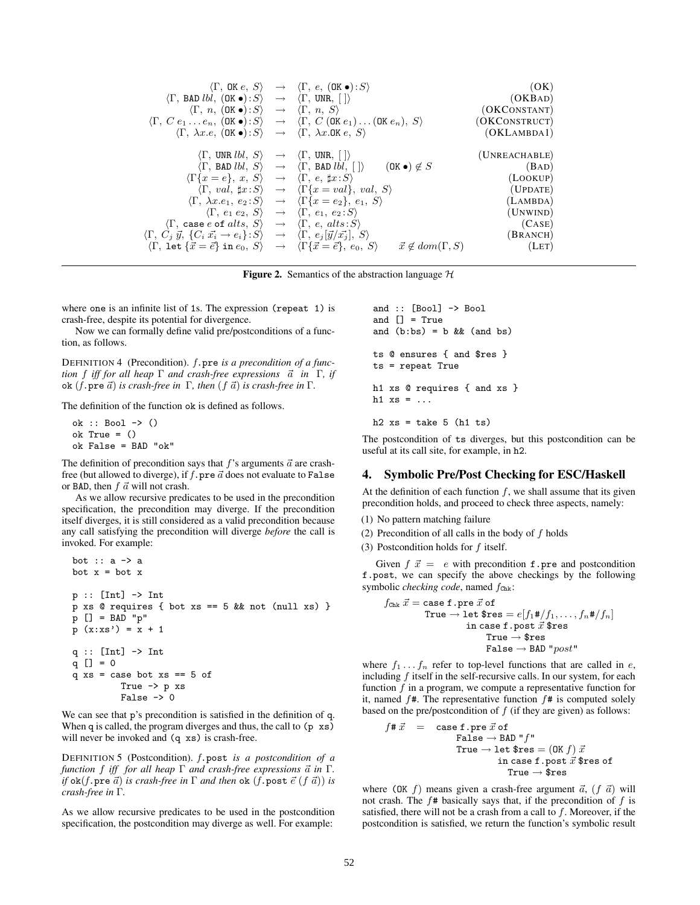$$
\begin{array}{rcll}
\langle \Gamma,\ \texttt{OK}\ e,\ S\rangle & \rightarrow & \langle \Gamma,\ e,\ (\texttt{OK}\ \bullet){:}S\rangle & (\textsc{OK}) \\
\langle \Gamma,\ \texttt{BAD}\ lbl,\ (\texttt{OK}\ \bullet){:}S\rangle & \rightarrow & \langle \Gamma,\ \texttt{UNR},\ [\,]\rangle & (\textsc{OKBad}) \\
\langle \Gamma,\ n,\ (\texttt{OK}\ \bullet){:}S\rangle & \rightarrow & \langle \Gamma,\ n,\ S\rangle & (\textsc{OKConstant}) \\
\langle \Gamma,\ C\ e_1 \ldots e_n,\ (\texttt{OK}\ \bullet){:}S\rangle & \rightarrow & \langle \Gamma,\ C\ (\texttt{OK}\ e_1)\ldots(\texttt{OK}\ e_n),\ S\rangle & (\textsc{OKConstruct}) \\
\langle \Gamma,\ \lambda x.e,\ (\texttt{OK}\ \bullet){:}S\rangle & \rightarrow & \langle \Gamma,\ \lambda x.\texttt{OK}\ e,\ S\rangle & (\textsc{OKLambda1}) \\
\\
\langle \Gamma,\ \texttt{UNR}\ lbl,\ S\rangle & \rightarrow & \langle \Gamma,\ \texttt{UNR},\ [\,]\rangle & (\textsc{Unreachable}) \\
\langle \Gamma,\ \texttt{BAD}\ lbl,\ S\rangle & \rightarrow & \langle \Gamma,\ \texttt{BAD}\ lbl,\ [\,]\rangle \qquad (\texttt{OK}\ \bullet) \notin S & (\textsc{Bad}) \\
\langle \Gamma\{x = e\},\ x,\ S\rangle & \rightarrow & \langle \Gamma,\ e,\ \sharp x{:}S\rangle & (\textsc{Lookup}) \\
\langle \Gamma,\ val,\ \sharp x{:}S\rangle & \rightarrow & \langle \Gamma\{x = val\},\ val,\ S\rangle & (\textsc{Update}) \\
\langle \Gamma,\ \lambda x.e_1,\ e_2{:}S\rangle & \rightarrow & \langle \Gamma\{x = e_2\},\ e_1,\ S\rangle & (\textsc{Lambda}) \\
\langle \Gamma,\ e_1\ e_2,\ S\rangle & \rightarrow & \langle \Gamma,\ e_1,\ e_2{:}S\rangle & (\textsc{Unwind}) \\
\langle \Gamma,\ \texttt{case}\ e\ \texttt{of}\ alts,\ S\rangle & \rightarrow & \langle \Gamma,\ e,\ alts{:}S\rangle & (\textsc{Case}) \\
\langle \Gamma,\ C_j\ \vec{y},\ \{C_i\ \vec{x_i} \rightarrow e_i\}{:}S\rangle & \rightarrow & \langle \Gamma,\ e_j[\vec{y}/\vec{x_j}],\ S\rangle & (\textsc{Branch}) \\
\langle \Gamma,\ \texttt{let}\ \{\vec{x} = \vec{e}\}\ \texttt{in}\ e_0,\ S\rangle & \rightarrow & \langle \Gamma\{\vec{x} = \vec{e}\},\ e_0,\ S\rangle \qquad \vec{x} \notin dom(\Gamma, S) & (\textsc{Let})
\end{array}
$$

**Figure 2.** Semantics of the abstraction language $\mathcal{H}$

where one is an infinite list of 1s. The expression (repeat 1) is crash-free, despite its potential for divergence.

Now we can formally define valid pre/postconditions of a function, as follows.

DEFINITION 4 (Precondition). *$f$.*pre *is a precondition of a function $f$ iff for all heap $\Gamma$ and crash-free expressions $\vec{a}$ in $\Gamma$, if* ok *($f$.*pre *$\vec{a}$) is crash-free in $\Gamma$, then ($f$ $\vec{a}$) is crash-free in $\Gamma$.*

The definition of the function ok is defined as follows.

```
ok :: Bool -> ()
ok True = ()
ok False = BAD "ok"
```

The definition of precondition says that $f$'s arguments $\vec{a}$ are crash-free (but allowed to diverge), if $f$.pre $\vec{a}$ does not evaluate to False or BAD, then $f$ $\vec{a}$ will not crash.

As we allow recursive predicates to be used in the precondition specification, the precondition may diverge. If the precondition itself diverges, it is still considered as a valid precondition because any call satisfying the precondition will diverge *before* the call is invoked. For example:

```
bot :: a -> a
bot x = bot x

p :: [Int] -> Int
p xs @ requires { bot xs == 5 && not (null xs) }
p [] = BAD "p"
p (x:xs') = x + 1

q :: [Int] -> Int
q [] = 0
q xs = case bot xs == 5 of
         True -> p xs
         False -> 0
```

We can see that p's precondition is satisfied in the definition of q. When q is called, the program diverges and thus, the call to (p xs) will never be invoked and (q xs) is crash-free.

DEFINITION 5 (Postcondition). *$f$.*post *is a postcondition of a function $f$ iff for all heap $\Gamma$ and crash-free expressions $\vec{a}$ in $\Gamma$. if* ok($f$.pre *$\vec{a}$) is crash-free in $\Gamma$ and then* ok *($f$.*post *$\vec{e}$ ($f$ $\vec{a}$)) is crash-free in $\Gamma$.*

As we allow recursive predicates to be used in the postcondition specification, the postcondition may diverge as well. For example:

```
and :: [Bool] -> Bool
and [] = True
and (b:bs) = b && (and bs)

ts @ ensures { and $res }
ts = repeat True

h1 xs @ requires { and xs }
h1 xs = ...

h2 xs = take 5 (h1 ts)
```

The postcondition of ts diverges, but this postcondition can be useful at its call site, for example, in h2.

## 4. Symbolic Pre/Post Checking for ESC/Haskell

At the definition of each function $f$, we shall assume that its given precondition holds, and proceed to check three aspects, namely:

(1) No pattern matching failure

(2) Precondition of all calls in the body of $f$ holds

(3) Postcondition holds for $f$ itself.

Given $f\ \vec{x} = e$ with precondition f.pre and postcondition f.post, we can specify the above checkings by the following symbolic *checking code*, named $f_{\texttt{Chk}}$:

$$
\begin{array}{l}
f_{\texttt{Chk}}\ \vec{x} = \texttt{case f.pre}\ \vec{x}\ \texttt{of} \\
\qquad \texttt{True} \rightarrow \texttt{let \$res} = e[f_1\texttt{\#}/f_1, \ldots, f_n\texttt{\#}/f_n] \\
\qquad\qquad \texttt{in case f.post}\ \vec{x}\ \texttt{\$res} \\
\qquad\qquad\quad \texttt{True} \rightarrow \texttt{\$res} \\
\qquad\qquad\quad \texttt{False} \rightarrow \texttt{BAD "}post\texttt{"}
\end{array}
$$

where $f_1 \ldots f_n$ refer to top-level functions that are called in $e$, including $f$ itself in the self-recursive calls. In our system, for each function $f$ in a program, we compute a representative function for it, named $f$#. The representative function $f$# is computed solely based on the pre/postcondition of $f$ (if they are given) as follows:

$$
\begin{array}{rcl}
f\texttt{\#}\ \vec{x} & = & \texttt{case f.pre}\ \vec{x}\ \texttt{of} \\
& & \quad \texttt{False} \rightarrow \texttt{BAD "}f\texttt{"} \\
& & \quad \texttt{True} \rightarrow \texttt{let \$res} = (\texttt{OK}\ f)\ \vec{x} \\
& & \qquad\qquad \texttt{in case f.post}\ \vec{x}\ \texttt{\$res of} \\
& & \qquad\qquad\quad \texttt{True} \rightarrow \texttt{\$res}
\end{array}
$$

where (OK $f$) means given a crash-free argument $\vec{a}$, ($f$ $\vec{a}$) will not crash. The $f$# basically says that, if the precondition of $f$ is satisfied, there will not be a crash from a call to $f$. Moreover, if the postcondition is satisfied, we return the function's symbolic result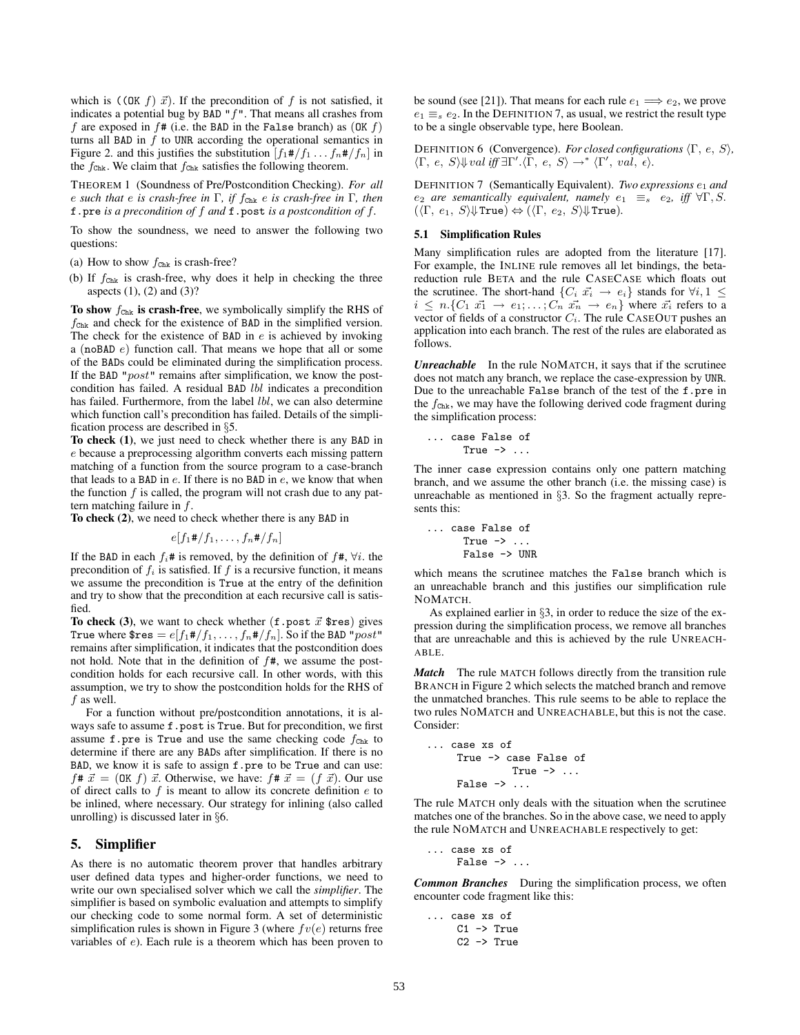which is $((\texttt{OK}\ f)\ \vec{x})$. If the precondition of $f$ is not satisfied, it indicates a potential bug by BAD "$f$". That means all crashes from $f$ are exposed in $f\#$ (i.e. the BAD in the False branch) as $(\texttt{OK}\ f)$ turns all BAD in $f$ to UNR according the operational semantics in Figure 2. and this justifies the substitution $[f_1\#/f_1 \ldots f_n\#/f_n]$ in the $f_{\texttt{Chk}}$. We claim that $f_{\texttt{Chk}}$ satisfies the following theorem.

THEOREM 1 (Soundness of Pre/Postcondition Checking). *For all $e$ such that $e$ is crash-free in $\Gamma$, if $f_{\texttt{Chk}}$ $e$ is crash-free in $\Gamma$, then* `f.pre` *is a precondition of $f$ and* `f.post` *is a postcondition of $f$.*

To show the soundness, we need to answer the following two questions:

(a) How to show $f_{\texttt{Chk}}$ is crash-free?

(b) If $f_{\texttt{Chk}}$ is crash-free, why does it help in checking the three aspects (1), (2) and (3)?

**To show $f_{\texttt{Chk}}$ is crash-free**, we symbolically simplify the RHS of $f_{\texttt{Chk}}$ and check for the existence of BAD in the simplified version. The check for the existence of BAD in $e$ is achieved by invoking a (noBAD $e$) function call. That means we hope that all or some of the BADs could be eliminated during the simplification process. If the BAD "$post$" remains after simplification, we know the postcondition has failed. A residual BAD $lbl$ indicates a precondition has failed. Furthermore, from the label $lbl$, we can also determine which function call's precondition has failed. Details of the simplification process are described in §5.

**To check (1)**, we just need to check whether there is any BAD in $e$ because a preprocessing algorithm converts each missing pattern matching of a function from the source program to a case-branch that leads to a BAD in $e$. If there is no BAD in $e$, we know that when the function $f$ is called, the program will not crash due to any pattern matching failure in $f$.

**To check (2)**, we need to check whether there is any BAD in

$$e[f_1\#/f_1, \ldots, f_n\#/f_n]$$

If the BAD in each $f_i\#$ is removed, by the definition of $f\#$, $\forall i$. the precondition of $f_i$ is satisfied. If $f$ is a recursive function, it means we assume the precondition is True at the entry of the definition and try to show that the precondition at each recursive call is satisfied.

**To check (3)**, we want to check whether (f.post $\vec{x}$ \$res) gives True where $\$res = e[f_1\#/f_1, \ldots, f_n\#/f_n]$. So if the BAD "$post$" remains after simplification, it indicates that the postcondition does not hold. Note that in the definition of $f\#$, we assume the postcondition holds for each recursive call. In other words, with this assumption, we try to show the postcondition holds for the RHS of $f$ as well.

For a function without pre/postcondition annotations, it is always safe to assume `f.post` is True. But for precondition, we first assume `f.pre` is True and use the same checking code $f_{\texttt{Chk}}$ to determine if there are any BADs after simplification. If there is no BAD, we know it is safe to assign `f.pre` to be True and can use: $f\#\ \vec{x} = (\texttt{OK}\ f)\ \vec{x}$. Otherwise, we have: $f\#\ \vec{x} = (f\ \vec{x})$. Our use of direct calls to $f$ is meant to allow its concrete definition $e$ to be inlined, where necessary. Our strategy for inlining (also called unrolling) is discussed later in §6.

## 5. Simplifier

As there is no automatic theorem prover that handles arbitrary user defined data types and higher-order functions, we need to write our own specialised solver which we call the *simplifier*. The simplifier is based on symbolic evaluation and attempts to simplify our checking code to some normal form. A set of deterministic simplification rules is shown in Figure 3 (where $fv(e)$ returns free variables of $e$). Each rule is a theorem which has been proven to be sound (see [21]). That means for each rule $e_1 \Longrightarrow e_2$, we prove $e_1 \equiv_s e_2$. In the DEFINITION 7, as usual, we restrict the result type to be a single observable type, here Boolean.

DEFINITION 6 (Convergence). *For closed configurations $\langle\Gamma,\ e,\ S\rangle$, $\langle\Gamma,\ e,\ S\rangle\Downarrow val$ iff $\exists\Gamma'.\langle\Gamma,\ e,\ S\rangle \rightarrow^* \langle\Gamma',\ val,\ \epsilon\rangle$.*

DEFINITION 7 (Semantically Equivalent). *Two expressions $e_1$ and $e_2$ are semantically equivalent, namely $e_1 \equiv_s e_2$, iff $\forall\Gamma, S$. $(\langle\Gamma,\ e_1,\ S\rangle\Downarrow\texttt{True}) \Leftrightarrow (\langle\Gamma,\ e_2,\ S\rangle\Downarrow\texttt{True})$.*

### 5.1 Simplification Rules

Many simplification rules are adopted from the literature [17]. For example, the INLINE rule removes all let bindings, the beta-reduction rule BETA and the rule CASECASE which floats out the scrutinee. The short-hand $\{C_i\ \vec{x_i} \rightarrow e_i\}$ stands for $\forall i, 1 \leq i \leq n.\{C_1\ \vec{x_1} \rightarrow e_1; \ldots; C_n\ \vec{x_n} \rightarrow e_n\}$ where $\vec{x_i}$ refers to a vector of fields of a constructor $C_i$. The rule CASEOUT pushes an application into each branch. The rest of the rules are elaborated as follows.

***Unreachable*** In the rule NOMATCH, it says that if the scrutinee does not match any branch, we replace the case-expression by UNR. Due to the unreachable False branch of the test of the `f.pre` in the $f_{\texttt{Chk}}$, we may have the following derived code fragment during the simplification process:

```
... case False of
      True -> ...
```

The inner case expression contains only one pattern matching branch, and we assume the other branch (i.e. the missing case) is unreachable as mentioned in §3. So the fragment actually represents this:

```
... case False of
      True -> ...
      False -> UNR
```

which means the scrutinee matches the False branch which is an unreachable branch and this justifies our simplification rule NOMATCH.

As explained earlier in §3, in order to reduce the size of the expression during the simplification process, we remove all branches that are unreachable and this is achieved by the rule UNREACHABLE.

***Match*** The rule MATCH follows directly from the transition rule BRANCH in Figure 2 which selects the matched branch and remove the unmatched branches. This rule seems to be able to replace the two rules NOMATCH and UNREACHABLE, but this is not the case. Consider:

```
... case xs of
     True -> case False of
               True -> ...
     False -> ...
```

The rule MATCH only deals with the situation when the scrutinee matches one of the branches. So in the above case, we need to apply the rule NOMATCH and UNREACHABLE respectively to get:

```
... case xs of
     False -> ...
```

***Common Branches*** During the simplification process, we often encounter code fragment like this:

```
... case xs of
     C1 -> True
     C2 -> True
```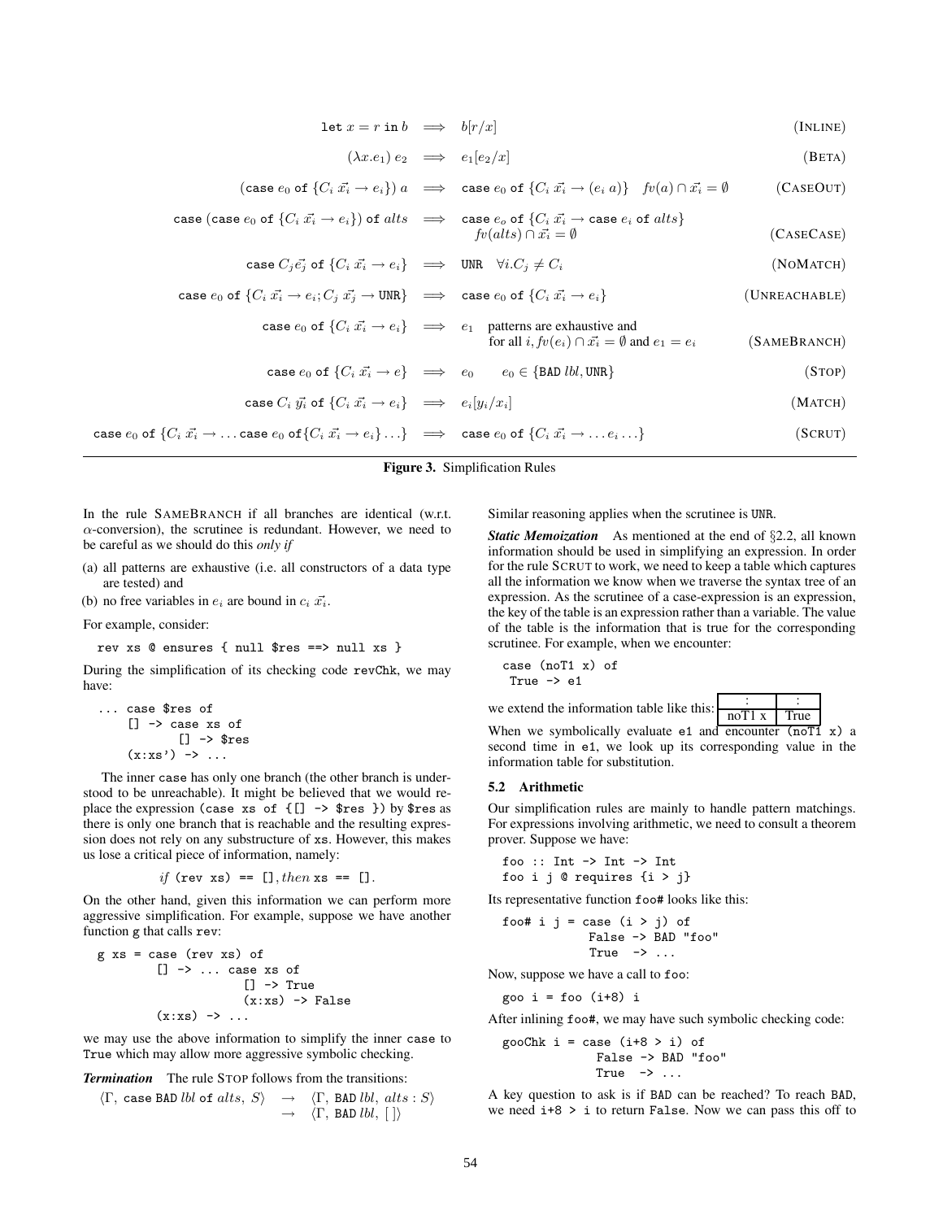$$
\begin{array}{rcll}
\texttt{let } x = r \texttt{ in } b & \Longrightarrow & b[r/x] & \text{(INLINE)} \\
(\lambda x.e_1)\; e_2 & \Longrightarrow & e_1[e_2/x] & \text{(BETA)} \\
(\texttt{case } e_0 \texttt{ of } \{C_i\; \vec{x_i} \rightarrow e_i\})\; a & \Longrightarrow & \texttt{case } e_0 \texttt{ of } \{C_i\; \vec{x_i} \rightarrow (e_i\; a)\} \quad fv(a) \cap \vec{x_i} = \emptyset & \text{(CASEOUT)} \\
\texttt{case } (\texttt{case } e_0 \texttt{ of } \{C_i\; \vec{x_i} \rightarrow e_i\}) \texttt{ of } alts & \Longrightarrow & \texttt{case } e_o \texttt{ of } \{C_i\; \vec{x_i} \rightarrow \texttt{case } e_i \texttt{ of } alts\} & \\
& & \quad fv(alts) \cap \vec{x_i} = \emptyset & \text{(CASECASE)} \\
\texttt{case } C_j \vec{e_j} \texttt{ of } \{C_i\; \vec{x_i} \rightarrow e_i\} & \Longrightarrow & \texttt{UNR} \quad \forall i. C_j \neq C_i & \text{(NOMATCH)} \\
\texttt{case } e_0 \texttt{ of } \{C_i\; \vec{x_i} \rightarrow e_i; C_j\; \vec{x_j} \rightarrow \texttt{UNR}\} & \Longrightarrow & \texttt{case } e_0 \texttt{ of } \{C_i\; \vec{x_i} \rightarrow e_i\} & \text{(UNREACHABLE)} \\
\texttt{case } e_0 \texttt{ of } \{C_i\; \vec{x_i} \rightarrow e_i\} & \Longrightarrow & e_1 \quad \text{patterns are exhaustive and} & \\
& & \quad \text{for all } i, fv(e_i) \cap \vec{x_i} = \emptyset \text{ and } e_1 = e_i & \text{(SAMEBRANCH)} \\
\texttt{case } e_0 \texttt{ of } \{C_i\; \vec{x_i} \rightarrow e\} & \Longrightarrow & e_0 \qquad e_0 \in \{\texttt{BAD } lbl, \texttt{UNR}\} & \text{(STOP)} \\
\texttt{case } C_i\; \vec{y_i} \texttt{ of } \{C_i\; \vec{x_i} \rightarrow e_i\} & \Longrightarrow & e_i[y_i/x_i] & \text{(MATCH)} \\
\texttt{case } e_0 \texttt{ of } \{C_i\; \vec{x_i} \rightarrow \ldots \texttt{case } e_0 \texttt{ of} \{C_i\; \vec{x_i} \rightarrow e_i\} \ldots\} & \Longrightarrow & \texttt{case } e_0 \texttt{ of } \{C_i\; \vec{x_i} \rightarrow \ldots e_i \ldots\} & \text{(SCRUT)}
\end{array}
$$

**Figure 3.** Simplification Rules

In the rule SAMEBRANCH if all branches are identical (w.r.t. $\alpha$-conversion), the scrutinee is redundant. However, we need to be careful as we should do this *only if*

(a) all patterns are exhaustive (i.e. all constructors of a data type are tested) and

(b) no free variables in $e_i$ are bound in $c_i\; \vec{x_i}$.

For example, consider:

```
rev xs @ ensures { null $res ==> null xs }
```

During the simplification of its checking code revChk, we may have:

```
... case $res of
     [] -> case xs of
             [] -> $res
     (x:xs') -> ...
```

The inner case has only one branch (the other branch is understood to be unreachable). It might be believed that we would replace the expression (case xs of {[] -> $res }) by $res as there is only one branch that is reachable and the resulting expression does not rely on any substructure of xs. However, this makes us lose a critical piece of information, namely:

*if* (rev xs) == [], *then* xs == [].

On the other hand, given this information we can perform more aggressive simplification. For example, suppose we have another function g that calls rev:

```
g xs = case (rev xs) of
         [] -> ... case xs of
                     [] -> True
                     (x:xs) -> False
         (x:xs) -> ...
```

we may use the above information to simplify the inner case to True which may allow more aggressive symbolic checking.

***Termination*** The rule STOP follows from the transitions:

$$
\begin{array}{rcl}
\langle \Gamma,\; \texttt{case BAD } lbl \texttt{ of } alts,\; S \rangle & \rightarrow & \langle \Gamma,\; \texttt{BAD } lbl,\; alts : S \rangle \\
& \rightarrow & \langle \Gamma,\; \texttt{BAD } lbl,\; [\,] \rangle
\end{array}
$$

Similar reasoning applies when the scrutinee is UNR.

***Static Memoization*** As mentioned at the end of §2.2, all known information should be used in simplifying an expression. In order for the rule SCRUT to work, we need to keep a table which captures all the information we know when we traverse the syntax tree of an expression. As the scrutinee of a case-expression is an expression, the key of the table is an expression rather than a variable. The value of the table is the information that is true for the corresponding scrutinee. For example, when we encounter:

```
case (noT1 x) of
 True -> e1
```

we extend the information table like this:

| : | : |
|---|---|
| noT1 x | True |

When we symbolically evaluate e1 and encounter (noT1 x) a second time in e1, we look up its corresponding value in the information table for substitution.

### 5.2 Arithmetic

Our simplification rules are mainly to handle pattern matchings. For expressions involving arithmetic, we need to consult a theorem prover. Suppose we have:

```
foo :: Int -> Int -> Int
foo i j @ requires {i > j}
```

Its representative function foo# looks like this:

```
foo# i j = case (i > j) of
             False -> BAD "foo"
             True  -> ...
```

Now, suppose we have a call to foo:

```
goo i = foo (i+8) i
```

After inlining foo#, we may have such symbolic checking code:

```
gooChk i = case (i+8 > i) of
              False -> BAD "foo"
              True  -> ...
```

A key question to ask is if BAD can be reached? To reach BAD, we need i+8 > i to return False. Now we can pass this off to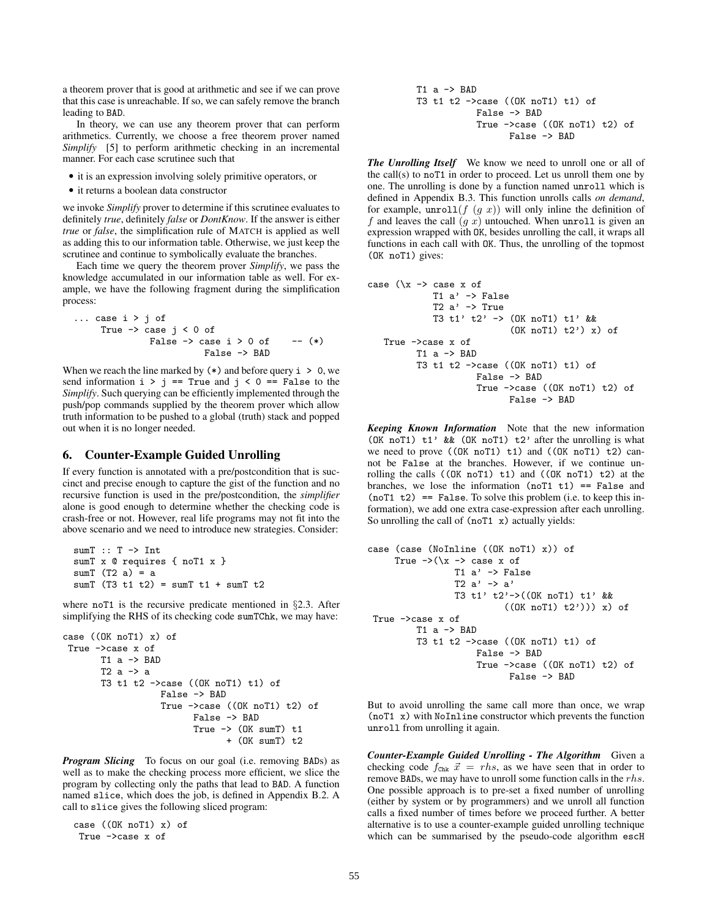a theorem prover that is good at arithmetic and see if we can prove that this case is unreachable. If so, we can safely remove the branch leading to BAD.

In theory, we can use any theorem prover that can perform arithmetics. Currently, we choose a free theorem prover named *Simplify* [5] to perform arithmetic checking in an incremental manner. For each case scrutinee such that

- it is an expression involving solely primitive operators, or
- it returns a boolean data constructor

we invoke *Simplify* prover to determine if this scrutinee evaluates to definitely *true*, definitely *false* or *DontKnow*. If the answer is either *true* or *false*, the simplification rule of MATCH is applied as well as adding this to our information table. Otherwise, we just keep the scrutinee and continue to symbolically evaluate the branches.

Each time we query the theorem prover *Simplify*, we pass the knowledge accumulated in our information table as well. For example, we have the following fragment during the simplification process:

```
... case i > j of
     True -> case j < 0 of
               False -> case i > 0 of     -- (*)
                          False -> BAD
```

When we reach the line marked by (*) and before query `i > 0`, we send information `i > j == True` and `j < 0 == False` to the *Simplify*. Such querying can be efficiently implemented through the push/pop commands supplied by the theorem prover which allow truth information to be pushed to a global (truth) stack and popped out when it is no longer needed.

## 6. Counter-Example Guided Unrolling

If every function is annotated with a pre/postcondition that is succinct and precise enough to capture the gist of the function and no recursive function is used in the pre/postcondition, the *simplifier* alone is good enough to determine whether the checking code is crash-free or not. However, real life programs may not fit into the above scenario and we need to introduce new strategies. Consider:

```
sumT :: T -> Int
sumT x @ requires { noT1 x }
sumT (T2 a) = a
sumT (T3 t1 t2) = sumT t1 + sumT t2
```

where noT1 is the recursive predicate mentioned in §2.3. After simplifying the RHS of its checking code sumTChk, we may have:

```
case ((OK noT1) x) of
 True ->case x of
       T1 a -> BAD
       T2 a -> a
       T3 t1 t2 ->case ((OK noT1) t1) of
                  False -> BAD
                  True ->case ((OK noT1) t2) of
                        False -> BAD
                        True -> (OK sumT) t1
                                + (OK sumT) t2
```

***Program Slicing*** To focus on our goal (i.e. removing BADs) as well as to make the checking process more efficient, we slice the program by collecting only the paths that lead to BAD. A function named slice, which does the job, is defined in Appendix B.2. A call to slice gives the following sliced program:

```
case ((OK noT1) x) of
 True ->case x of
       T1 a -> BAD
       T3 t1 t2 ->case ((OK noT1) t1) of
                  False -> BAD
                  True ->case ((OK noT1) t2) of
                        False -> BAD
```

***The Unrolling Itself*** We know we need to unroll one or all of the call(s) to noT1 in order to proceed. Let us unroll them one by one. The unrolling is done by a function named unroll which is defined in Appendix B.3. This function unrolls calls *on demand*, for example, $\texttt{unroll}(f\ (g\ x))$ will only inline the definition of $f$ and leaves the call $(g\ x)$ untouched. When unroll is given an expression wrapped with OK, besides unrolling the call, it wraps all functions in each call with OK. Thus, the unrolling of the topmost (OK noT1) gives:

```
case (\x -> case x of
            T1 a' -> False
            T2 a' -> True
            T3 t1' t2' -> (OK noT1) t1' &&
                          (OK noT1) t2') x) of
   True ->case x of
         T1 a -> BAD
         T3 t1 t2 ->case ((OK noT1) t1) of
                    False -> BAD
                    True ->case ((OK noT1) t2) of
                          False -> BAD
```

***Keeping Known Information*** Note that the new information `(OK noT1) t1' && (OK noT1) t2'` after the unrolling is what we need to prove `((OK noT1) t1)` and `((OK noT1) t2)` cannot be False at the branches. However, if we continue unrolling the calls `((OK noT1) t1)` and `((OK noT1) t2)` at the branches, we lose the information `(noT1 t1) == False` and `(noT1 t2) == False`. To solve this problem (i.e. to keep this information), we add one extra case-expression after each unrolling. So unrolling the call of `(noT1 x)` actually yields:

```
case (case (NoInline ((OK noT1) x)) of
     True ->(\x -> case x of
                T1 a' -> False
                T2 a' -> a'
                T3 t1' t2'->((OK noT1) t1' &&
                          ((OK noT1) t2'))) x) of
 True ->case x of
         T1 a -> BAD
         T3 t1 t2 ->case ((OK noT1) t1) of
                    False -> BAD
                    True ->case ((OK noT1) t2) of
                          False -> BAD
```

But to avoid unrolling the same call more than once, we wrap `(noT1 x)` with NoInline constructor which prevents the function unroll from unrolling it again.

***Counter-Example Guided Unrolling - The Algorithm*** Given a checking code $f_{\texttt{Chk}}\ \vec{x} = rhs$, as we have seen that in order to remove BADs, we may have to unroll some function calls in the $rhs$. One possible approach is to pre-set a fixed number of unrolling (either by system or by programmers) and we unroll all function calls a fixed number of times before we proceed further. A better alternative is to use a counter-example guided unrolling technique which can be summarised by the pseudo-code algorithm escH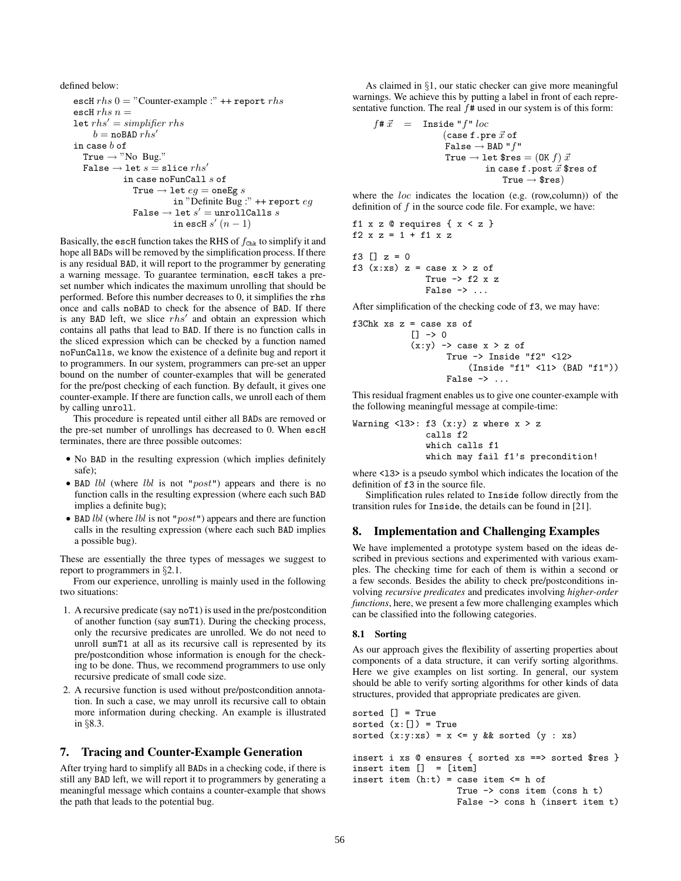defined below:

```
escH rhs 0 = "Counter-example :" ++ report rhs
escH rhs n =
let rhs' = simplifier rhs
    b = noBAD rhs'
in case b of
  True → "No Bug."
  False → let s = slice rhs'
          in case noFunCall s of
            True → let eg = oneEg s
                   in "Definite Bug :" ++ report eg
            False → let s' = unrollCalls s
                    in escH s' (n − 1)
```

Basically, the escH function takes the RHS of $f_{\text{Chk}}$ to simplify it and hope all BADs will be removed by the simplification process. If there is any residual BAD, it will report to the programmer by generating a warning message. To guarantee termination, escH takes a pre-set number which indicates the maximum unrolling that should be performed. Before this number decreases to 0, it simplifies the rhs once and calls noBAD to check for the absence of BAD. If there is any BAD left, we slice $rhs'$ and obtain an expression which contains all paths that lead to BAD. If there is no function calls in the sliced expression which can be checked by a function named noFunCalls, we know the existence of a definite bug and report it to programmers. In our system, programmers can pre-set an upper bound on the number of counter-examples that will be generated for the pre/post checking of each function. By default, it gives one counter-example. If there are function calls, we unroll each of them by calling unroll.

This procedure is repeated until either all BADs are removed or the pre-set number of unrollings has decreased to 0. When escH terminates, there are three possible outcomes:

- No BAD in the resulting expression (which implies definitely safe);
- BAD *lbl* (where *lbl* is not "*post*") appears and there is no function calls in the resulting expression (where each such BAD implies a definite bug);
- BAD *lbl* (where *lbl* is not "*post*") appears and there are function calls in the resulting expression (where each such BAD implies a possible bug).

These are essentially the three types of messages we suggest to report to programmers in §2.1.

From our experience, unrolling is mainly used in the following two situations:

1. A recursive predicate (say noT1) is used in the pre/postcondition of another function (say sumT1). During the checking process, only the recursive predicates are unrolled. We do not need to unroll sumT1 at all as its recursive call is represented by its pre/postcondition whose information is enough for the checking to be done. Thus, we recommend programmers to use only recursive predicate of small code size.
2. A recursive function is used without pre/postcondition annotation. In such a case, we may unroll its recursive call to obtain more information during checking. An example is illustrated in §8.3.

## 7. Tracing and Counter-Example Generation

After trying hard to simplify all BADs in a checking code, if there is still any BAD left, we will report it to programmers by generating a meaningful message which contains a counter-example that shows the path that leads to the potential bug.

As claimed in §1, our static checker can give more meaningful warnings. We achieve this by putting a label in front of each representative function. The real f# used in our system is of this form:

```
f# x⃗  =  Inside "f" loc
           (case f.pre x⃗ of
            False → BAD "f"
            True → let $res = (OK f) x⃗
                   in case f.post x⃗ $res of
                      True → $res)
```

where the *loc* indicates the location (e.g. (row,column)) of the definition of $f$ in the source code file. For example, we have:

```
f1 x z @ requires { x < z }
f2 x z = 1 + f1 x z

f3 [] z = 0
f3 (x:xs) z = case x > z of
              True -> f2 x z
              False -> ...
```

After simplification of the checking code of f3, we may have:

```
f3Chk xs z = case xs of
           [] -> 0
           (x:y) -> case x > z of
                  True -> Inside "f2" <l2>
                        (Inside "f1" <l1> (BAD "f1"))
                  False -> ...
```

This residual fragment enables us to give one counter-example with the following meaningful message at compile-time:

```
Warning <l3>: f3 (x:y) z where x > z
              calls f2
              which calls f1
              which may fail f1's precondition!
```

where <l3> is a pseudo symbol which indicates the location of the definition of f3 in the source file.

Simplification rules related to Inside follow directly from the transition rules for Inside, the details can be found in [21].

## 8. Implementation and Challenging Examples

We have implemented a prototype system based on the ideas described in previous sections and experimented with various examples. The checking time for each of them is within a second or a few seconds. Besides the ability to check pre/postconditions involving *recursive predicates* and predicates involving *higher-order functions*, here, we present a few more challenging examples which can be classified into the following categories.

### 8.1 Sorting

As our approach gives the flexibility of asserting properties about components of a data structure, it can verify sorting algorithms. Here we give examples on list sorting. In general, our system should be able to verify sorting algorithms for other kinds of data structures, provided that appropriate predicates are given.

```
sorted [] = True
sorted (x:[]) = True
sorted (x:y:xs) = x <= y && sorted (y : xs)

insert i xs @ ensures { sorted xs ==> sorted $res }
insert item []  = [item]
insert item (h:t) = case item <= h of
                    True -> cons item (cons h t)
                    False -> cons h (insert item t)
```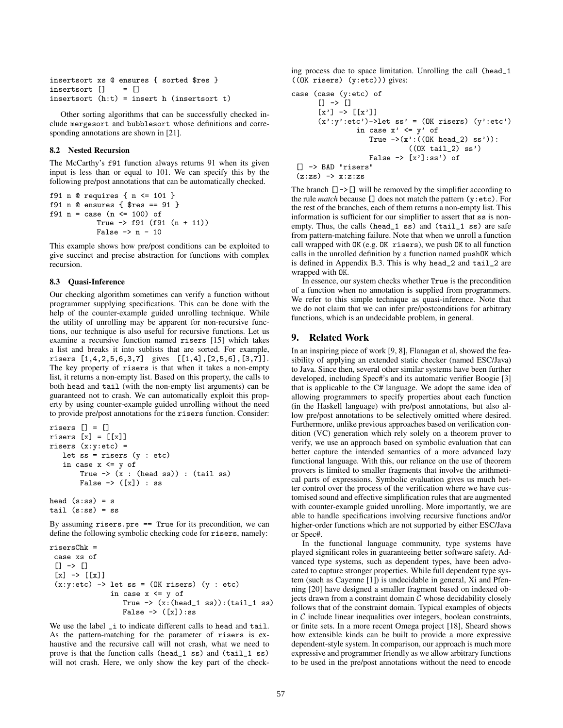```
insertsort xs @ ensures { sorted $res }
insertsort []    = []
insertsort (h:t) = insert h (insertsort t)
```

Other sorting algorithms that can be successfully checked include mergesort and bubblesort whose definitions and corresponding annotations are shown in [21].

### 8.2 Nested Recursion

The McCarthy's f91 function always returns 91 when its given input is less than or equal to 101. We can specify this by the following pre/post annotations that can be automatically checked.

```
f91 n @ requires { n <= 101 }
f91 n @ ensures { $res == 91 }
f91 n = case (n <= 100) of
           True -> f91 (f91 (n + 11))
           False -> n - 10
```

This example shows how pre/post conditions can be exploited to give succinct and precise abstraction for functions with complex recursion.

### 8.3 Quasi-Inference

Our checking algorithm sometimes can verify a function without programmer supplying specifications. This can be done with the help of the counter-example guided unrolling technique. While the utility of unrolling may be apparent for non-recursive functions, our technique is also useful for recursive functions. Let us examine a recursive function named risers [15] which takes a list and breaks it into sublists that are sorted. For example, risers [1,4,2,5,6,3,7] gives [[1,4],[2,5,6],[3,7]]. The key property of risers is that when it takes a non-empty list, it returns a non-empty list. Based on this property, the calls to both head and tail (with the non-empty list arguments) can be guaranteed not to crash. We can automatically exploit this property by using counter-example guided unrolling without the need to provide pre/post annotations for the risers function. Consider:

```
risers [] = []
risers [x] = [[x]]
risers (x:y:etc) =
   let ss = risers (y : etc)
   in case x <= y of
       True -> (x : (head ss)) : (tail ss)
       False -> ([x]) : ss

head (s:ss) = s
tail (s:ss) = ss
```

By assuming risers.pre == True for its precondition, we can define the following symbolic checking code for risers, namely:

```
risersChk =
 case xs of
 [] -> []
 [x] -> [[x]]
 (x:y:etc) -> let ss = (OK risers) (y : etc)
              in case x <= y of
                 True -> (x:(head_1 ss)):(tail_1 ss)
                 False -> ([x]):ss
```

We use the label _i to indicate different calls to head and tail. As the pattern-matching for the parameter of risers is exhaustive and the recursive call will not crash, what we need to prove is that the function calls (head_1 ss) and (tail_1 ss) will not crash. Here, we only show the key part of the checking process due to space limitation. Unrolling the call (head_1 ((OK risers) (y:etc))) gives:

```
case (case (y:etc) of
      [] -> []
      [x'] -> [[x']]
      (x':y':etc')->let ss' = (OK risers) (y':etc')
               in case x' <= y' of
                  True ->(x':((OK head_2) ss')):
                            ((OK tail_2) ss')
                  False -> [x']:ss') of
 [] -> BAD "risers"
 (z:zs) -> x:z:zs
```

The branch []->[] will be removed by the simplifier according to the rule *match* because [] does not match the pattern (y:etc). For the rest of the branches, each of them returns a non-empty list. This information is sufficient for our simplifier to assert that ss is non-empty. Thus, the calls (head_1 ss) and (tail_1 ss) are safe from pattern-matching failure. Note that when we unroll a function call wrapped with OK (e.g. OK risers), we push OK to all function calls in the unrolled definition by a function named pushOK which is defined in Appendix B.3. This is why head_2 and tail_2 are wrapped with OK.

In essence, our system checks whether True is the precondition of a function when no annotation is supplied from programmers. We refer to this simple technique as quasi-inference. Note that we do not claim that we can infer pre/postconditions for arbitrary functions, which is an undecidable problem, in general.

## 9. Related Work

In an inspiring piece of work [9, 8], Flanagan et al, showed the feasibility of applying an extended static checker (named ESC/Java) to Java. Since then, several other similar systems have been further developed, including Spec#'s and its automatic verifier Boogie [3] that is applicable to the C# language. We adopt the same idea of allowing programmers to specify properties about each function (in the Haskell language) with pre/post annotations, but also allow pre/post annotations to be selectively omitted where desired. Furthermore, unlike previous approaches based on verification condition (VC) generation which rely solely on a theorem prover to verify, we use an approach based on symbolic evaluation that can better capture the intended semantics of a more advanced lazy functional language. With this, our reliance on the use of theorem provers is limited to smaller fragments that involve the arithmetical parts of expressions. Symbolic evaluation gives us much better control over the process of the verification where we have customised sound and effective simplification rules that are augmented with counter-example guided unrolling. More importantly, we are able to handle specifications involving recursive functions and/or higher-order functions which are not supported by either ESC/Java or Spec#.

In the functional language community, type systems have played significant roles in guaranteeing better software safety. Advanced type systems, such as dependent types, have been advocated to capture stronger properties. While full dependent type system (such as Cayenne [1]) is undecidable in general, Xi and Pfenning [20] have designed a smaller fragment based on indexed objects drawn from a constraint domain $\mathcal{C}$ whose decidability closely follows that of the constraint domain. Typical examples of objects in $\mathcal{C}$ include linear inequalities over integers, boolean constraints, or finite sets. In a more recent Omega project [18], Sheard shows how extensible kinds can be built to provide a more expressive dependent-style system. In comparison, our approach is much more expressive and programmer friendly as we allow arbitrary functions to be used in the pre/post annotations without the need to encode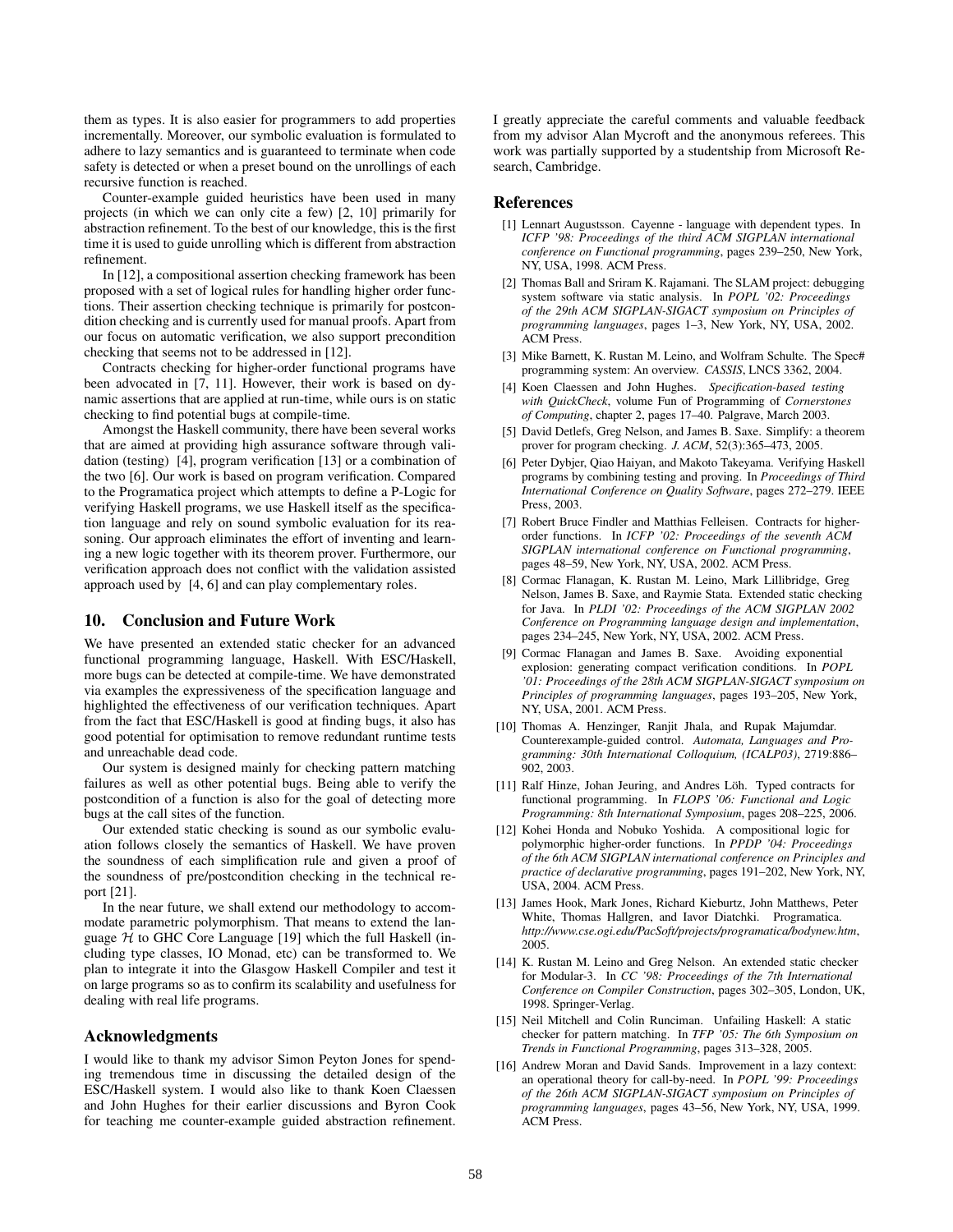them as types. It is also easier for programmers to add properties incrementally. Moreover, our symbolic evaluation is formulated to adhere to lazy semantics and is guaranteed to terminate when code safety is detected or when a preset bound on the unrollings of each recursive function is reached.

Counter-example guided heuristics have been used in many projects (in which we can only cite a few) [2, 10] primarily for abstraction refinement. To the best of our knowledge, this is the first time it is used to guide unrolling which is different from abstraction refinement.

In [12], a compositional assertion checking framework has been proposed with a set of logical rules for handling higher order functions. Their assertion checking technique is primarily for postcondition checking and is currently used for manual proofs. Apart from our focus on automatic verification, we also support precondition checking that seems not to be addressed in [12].

Contracts checking for higher-order functional programs have been advocated in [7, 11]. However, their work is based on dynamic assertions that are applied at run-time, while ours is on static checking to find potential bugs at compile-time.

Amongst the Haskell community, there have been several works that are aimed at providing high assurance software through validation (testing) [4], program verification [13] or a combination of the two [6]. Our work is based on program verification. Compared to the Programatica project which attempts to define a P-Logic for verifying Haskell programs, we use Haskell itself as the specification language and rely on sound symbolic evaluation for its reasoning. Our approach eliminates the effort of inventing and learning a new logic together with its theorem prover. Furthermore, our verification approach does not conflict with the validation assisted approach used by [4, 6] and can play complementary roles.

## 10. Conclusion and Future Work

We have presented an extended static checker for an advanced functional programming language, Haskell. With ESC/Haskell, more bugs can be detected at compile-time. We have demonstrated via examples the expressiveness of the specification language and highlighted the effectiveness of our verification techniques. Apart from the fact that ESC/Haskell is good at finding bugs, it also has good potential for optimisation to remove redundant runtime tests and unreachable dead code.

Our system is designed mainly for checking pattern matching failures as well as other potential bugs. Being able to verify the postcondition of a function is also for the goal of detecting more bugs at the call sites of the function.

Our extended static checking is sound as our symbolic evaluation follows closely the semantics of Haskell. We have proven the soundness of each simplification rule and given a proof of the soundness of pre/postcondition checking in the technical report [21].

In the near future, we shall extend our methodology to accommodate parametric polymorphism. That means to extend the language $\mathcal{H}$ to GHC Core Language [19] which the full Haskell (including type classes, IO Monad, etc) can be transformed to. We plan to integrate it into the Glasgow Haskell Compiler and test it on large programs so as to confirm its scalability and usefulness for dealing with real life programs.

## Acknowledgments

I would like to thank my advisor Simon Peyton Jones for spending tremendous time in discussing the detailed design of the ESC/Haskell system. I would also like to thank Koen Claessen and John Hughes for their earlier discussions and Byron Cook for teaching me counter-example guided abstraction refinement. I greatly appreciate the careful comments and valuable feedback from my advisor Alan Mycroft and the anonymous referees. This work was partially supported by a studentship from Microsoft Research, Cambridge.

## References

[1] Lennart Augustsson. Cayenne - language with dependent types. In *ICFP '98: Proceedings of the third ACM SIGPLAN international conference on Functional programming*, pages 239–250, New York, NY, USA, 1998. ACM Press.

[2] Thomas Ball and Sriram K. Rajamani. The SLAM project: debugging system software via static analysis. In *POPL '02: Proceedings of the 29th ACM SIGPLAN-SIGACT symposium on Principles of programming languages*, pages 1–3, New York, NY, USA, 2002. ACM Press.

[3] Mike Barnett, K. Rustan M. Leino, and Wolfram Schulte. The Spec# programming system: An overview. *CASSIS*, LNCS 3362, 2004.

[4] Koen Claessen and John Hughes. *Specification-based testing with QuickCheck*, volume Fun of Programming of *Cornerstones of Computing*, chapter 2, pages 17–40. Palgrave, March 2003.

[5] David Detlefs, Greg Nelson, and James B. Saxe. Simplify: a theorem prover for program checking. *J. ACM*, 52(3):365–473, 2005.

[6] Peter Dybjer, Qiao Haiyan, and Makoto Takeyama. Verifying Haskell programs by combining testing and proving. In *Proceedings of Third International Conference on Quality Software*, pages 272–279. IEEE Press, 2003.

[7] Robert Bruce Findler and Matthias Felleisen. Contracts for higher-order functions. In *ICFP '02: Proceedings of the seventh ACM SIGPLAN international conference on Functional programming*, pages 48–59, New York, NY, USA, 2002. ACM Press.

[8] Cormac Flanagan, K. Rustan M. Leino, Mark Lillibridge, Greg Nelson, James B. Saxe, and Raymie Stata. Extended static checking for Java. In *PLDI '02: Proceedings of the ACM SIGPLAN 2002 Conference on Programming language design and implementation*, pages 234–245, New York, NY, USA, 2002. ACM Press.

[9] Cormac Flanagan and James B. Saxe. Avoiding exponential explosion: generating compact verification conditions. In *POPL '01: Proceedings of the 28th ACM SIGPLAN-SIGACT symposium on Principles of programming languages*, pages 193–205, New York, NY, USA, 2001. ACM Press.

[10] Thomas A. Henzinger, Ranjit Jhala, and Rupak Majumdar. Counterexample-guided control. *Automata, Languages and Programming: 30th International Colloquium, (ICALP03)*, 2719:886–902, 2003.

[11] Ralf Hinze, Johan Jeuring, and Andres Löh. Typed contracts for functional programming. In *FLOPS '06: Functional and Logic Programming: 8th International Symposium*, pages 208–225, 2006.

[12] Kohei Honda and Nobuko Yoshida. A compositional logic for polymorphic higher-order functions. In *PPDP '04: Proceedings of the 6th ACM SIGPLAN international conference on Principles and practice of declarative programming*, pages 191–202, New York, NY, USA, 2004. ACM Press.

[13] James Hook, Mark Jones, Richard Kieburtz, John Matthews, Peter White, Thomas Hallgren, and Iavor Diatchki. Programatica. *http://www.cse.ogi.edu/PacSoft/projects/programatica/bodynew.htm*, 2005.

[14] K. Rustan M. Leino and Greg Nelson. An extended static checker for Modular-3. In *CC '98: Proceedings of the 7th International Conference on Compiler Construction*, pages 302–305, London, UK, 1998. Springer-Verlag.

[15] Neil Mitchell and Colin Runciman. Unfailing Haskell: A static checker for pattern matching. In *TFP '05: The 6th Symposium on Trends in Functional Programming*, pages 313–328, 2005.

[16] Andrew Moran and David Sands. Improvement in a lazy context: an operational theory for call-by-need. In *POPL '99: Proceedings of the 26th ACM SIGPLAN-SIGACT symposium on Principles of programming languages*, pages 43–56, New York, NY, USA, 1999. ACM Press.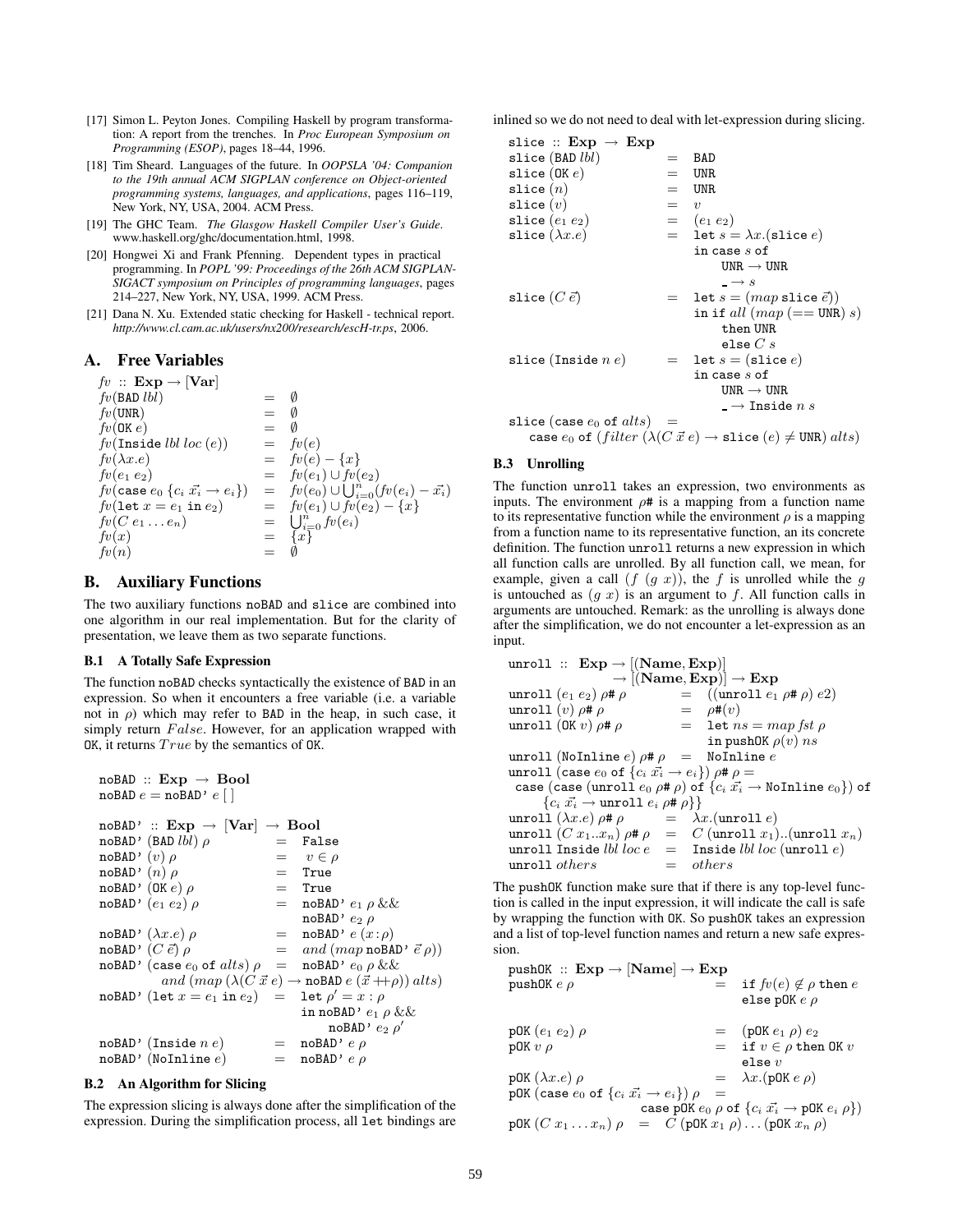[17] Simon L. Peyton Jones. Compiling Haskell by program transformation: A report from the trenches. In *Proc European Symposium on Programming (ESOP)*, pages 18–44, 1996.

[18] Tim Sheard. Languages of the future. In *OOPSLA '04: Companion to the 19th annual ACM SIGPLAN conference on Object-oriented programming systems, languages, and applications*, pages 116–119, New York, NY, USA, 2004. ACM Press.

[19] The GHC Team. *The Glasgow Haskell Compiler User's Guide.* www.haskell.org/ghc/documentation.html, 1998.

[20] Hongwei Xi and Frank Pfenning. Dependent types in practical programming. In *POPL '99: Proceedings of the 26th ACM SIGPLAN-SIGACT symposium on Principles of programming languages*, pages 214–227, New York, NY, USA, 1999. ACM Press.

[21] Dana N. Xu. Extended static checking for Haskell - technical report. *http://www.cl.cam.ac.uk/users/nx200/research/escH-tr.ps*, 2006.

## A. Free Variables

```
fv :: Exp → [Var]
fv(BAD lbl)                    = ∅
fv(UNR)                        = ∅
fv(OK e)                       = ∅
fv(Inside lbl loc (e))         = fv(e)
fv(λx.e)                       = fv(e) − {x}
fv(e1 e2)                      = fv(e1) ∪ fv(e2)
fv(case e0 {ci xi⃗ → ei})        = fv(e0) ∪ ⋃_{i=0}^{n} (fv(ei) − xi⃗)
fv(let x = e1 in e2)           = fv(e1) ∪ fv(e2) − {x}
fv(C e1 ... en)                = ⋃_{i=0}^{n} fv(ei)
fv(x)                          = {x}
fv(n)                          = ∅
```

## B. Auxiliary Functions

The two auxiliary functions noBAD and slice are combined into one algorithm in our real implementation. But for the clarity of presentation, we leave them as two separate functions.

### B.1 A Totally Safe Expression

The function noBAD checks syntactically the existence of BAD in an expression. So when it encounters a free variable (i.e. a variable not in $\rho$) which may refer to BAD in the heap, in such case, it simply return $False$. However, for an application wrapped with OK, it returns $True$ by the semantics of OK.

```
noBAD :: Exp → Bool
noBAD e = noBAD' e [ ]

noBAD' :: Exp → [Var] → Bool
noBAD' (BAD lbl) ρ             = False
noBAD' (v) ρ                   = v ∈ ρ
noBAD' (n) ρ                   = True
noBAD' (OK e) ρ                = True
noBAD' (e1 e2) ρ               = noBAD' e1 ρ &&
                                 noBAD' e2 ρ
noBAD' (λx.e) ρ                = noBAD' e (x:ρ)
noBAD' (C e⃗) ρ                 = and (map noBAD' e⃗ ρ))
noBAD' (case e0 of alts) ρ     = noBAD' e0 ρ &&
        and (map (λ(C x⃗ e) → noBAD e (x⃗ ++ρ)) alts)
noBAD' (let x = e1 in e2)      = let ρ' = x : ρ
                                 in noBAD' e1 ρ &&
                                    noBAD' e2 ρ'
noBAD' (Inside n e)            = noBAD' e ρ
noBAD' (NoInline e)            = noBAD' e ρ
```

### B.2 An Algorithm for Slicing

The expression slicing is always done after the simplification of the expression. During the simplification process, all let bindings are inlined so we do not need to deal with let-expression during slicing.

```
slice :: Exp → Exp
slice (BAD lbl)        = BAD
slice (OK e)           = UNR
slice (n)              = UNR
slice (v)              = v
slice (e1 e2)          = (e1 e2)
slice (λx.e)           = let s = λx.(slice e)
                         in case s of
                              UNR → UNR
                              _ → s
slice (C e⃗)            = let s = (map slice e⃗))
                         in if all (map (== UNR) s)
                              then UNR
                              else C s
slice (Inside n e)     = let s = (slice e)
                         in case s of
                              UNR → UNR
                              _ → Inside n s
slice (case e0 of alts) =
    case e0 of (filter (λ(C x⃗ e) → slice (e) ≠ UNR) alts)
```

### B.3 Unrolling

The function unroll takes an expression, two environments as inputs. The environment $\rho\#$ is a mapping from a function name to its representative function while the environment $\rho$ is a mapping from a function name to its representative function, an its concrete definition. The function unroll returns a new expression in which all function calls are unrolled. By all function call, we mean, for example, given a call $(f\ (g\ x))$, the $f$ is unrolled while the $g$ is untouched as $(g\ x)$ is an argument to $f$. All function calls in arguments are untouched. Remark: as the unrolling is always done after the simplification, we do not encounter a let-expression as an input.

```
unroll :: Exp → [(Name, Exp)]
              → [(Name, Exp)] → Exp
unroll (e1 e2) ρ# ρ          = ((unroll e1 ρ# ρ) e2)
unroll (v) ρ# ρ              = ρ#(v)
unroll (OK v) ρ# ρ           = let ns = map fst ρ
                               in pushOK ρ(v) ns
unroll (NoInline e) ρ# ρ     = NoInline e
unroll (case e0 of {ci xi⃗ → ei}) ρ# ρ =
  case (case (unroll e0 ρ# ρ) of {ci xi⃗ → NoInline e0}) of
      {ci xi⃗ → unroll ei ρ# ρ}}
unroll (λx.e) ρ# ρ           = λx.(unroll e)
unroll (C x1..xn) ρ# ρ       = C (unroll x1)..(unroll xn)
unroll Inside lbl loc e      = Inside lbl loc (unroll e)
unroll others                = others
```

The pushOK function make sure that if there is any top-level function is called in the input expression, it will indicate the call is safe by wrapping the function with OK. So pushOK takes an expression and a list of top-level function names and return a new safe expression.

```
pushOK :: Exp → [Name] → Exp
pushOK e ρ                    = if fv(e) ∉ ρ then e
                                else pOK e ρ

pOK (e1 e2) ρ                 = (pOK e1 ρ) e2
pOK v ρ                       = if v ∈ ρ then OK v
                                else v
pOK (λx.e) ρ                  = λx.(pOK e ρ)
pOK (case e0 of {ci xi⃗ → ei}) ρ =
          case pOK e0 ρ of {ci xi⃗ → pOK ei ρ})
pOK (C x1 ... xn) ρ  =  C (pOK x1 ρ) ... (pOK xn ρ)
```